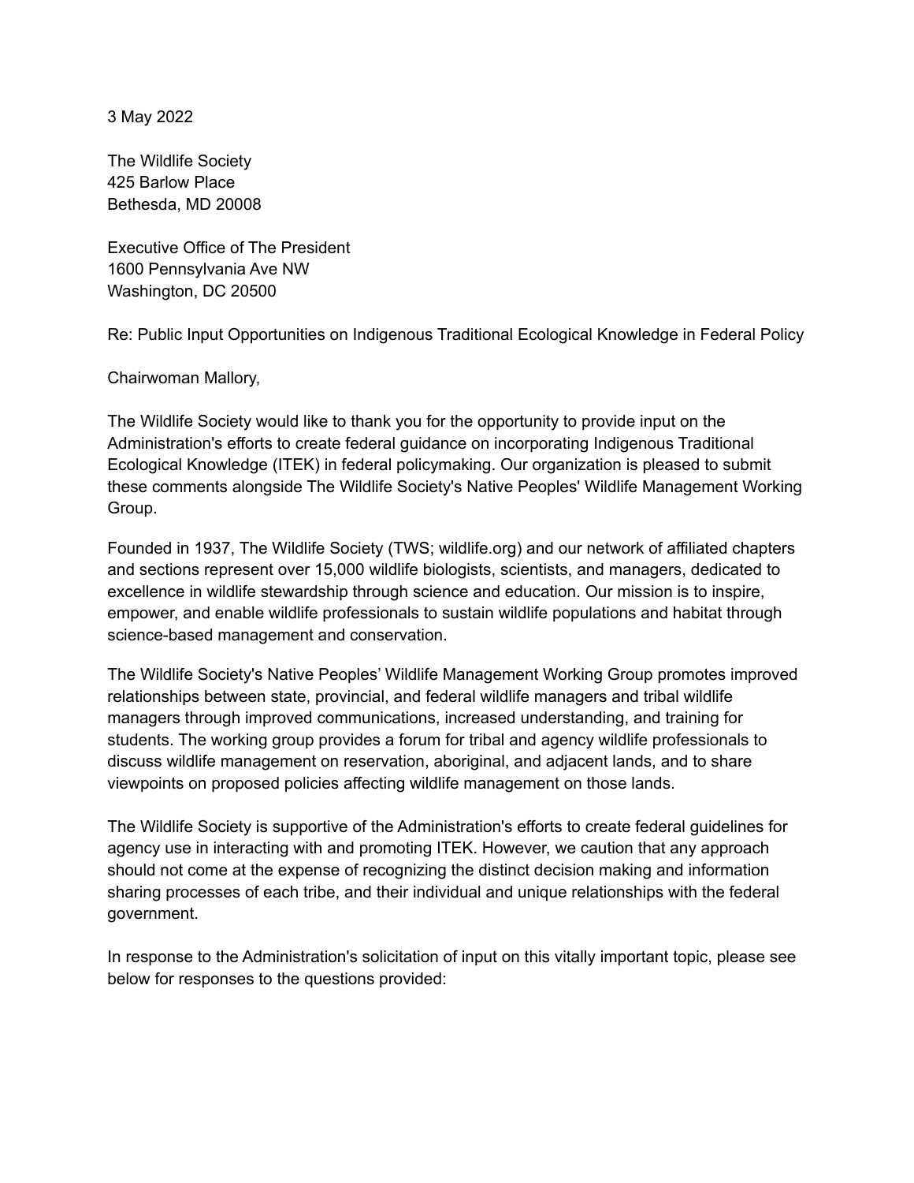3 May 2022

The Wildlife Society
425 Barlow Place
Bethesda, MD 20008

Executive Office of The President
1600 Pennsylvania Ave NW
Washington, DC 20500

Re: Public Input Opportunities on Indigenous Traditional Ecological Knowledge in Federal Policy

Chairwoman Mallory,

The Wildlife Society would like to thank you for the opportunity to provide input on the Administration's efforts to create federal guidance on incorporating Indigenous Traditional Ecological Knowledge (ITEK) in federal policymaking. Our organization is pleased to submit these comments alongside The Wildlife Society's Native Peoples' Wildlife Management Working Group.

Founded in 1937, The Wildlife Society (TWS; wildlife.org) and our network of affiliated chapters and sections represent over 15,000 wildlife biologists, scientists, and managers, dedicated to excellence in wildlife stewardship through science and education. Our mission is to inspire, empower, and enable wildlife professionals to sustain wildlife populations and habitat through science-based management and conservation.

The Wildlife Society's Native Peoples' Wildlife Management Working Group promotes improved relationships between state, provincial, and federal wildlife managers and tribal wildlife managers through improved communications, increased understanding, and training for students. The working group provides a forum for tribal and agency wildlife professionals to discuss wildlife management on reservation, aboriginal, and adjacent lands, and to share viewpoints on proposed policies affecting wildlife management on those lands.

The Wildlife Society is supportive of the Administration's efforts to create federal guidelines for agency use in interacting with and promoting ITEK. However, we caution that any approach should not come at the expense of recognizing the distinct decision making and information sharing processes of each tribe, and their individual and unique relationships with the federal government.

In response to the Administration's solicitation of input on this vitally important topic, please see below for responses to the questions provided: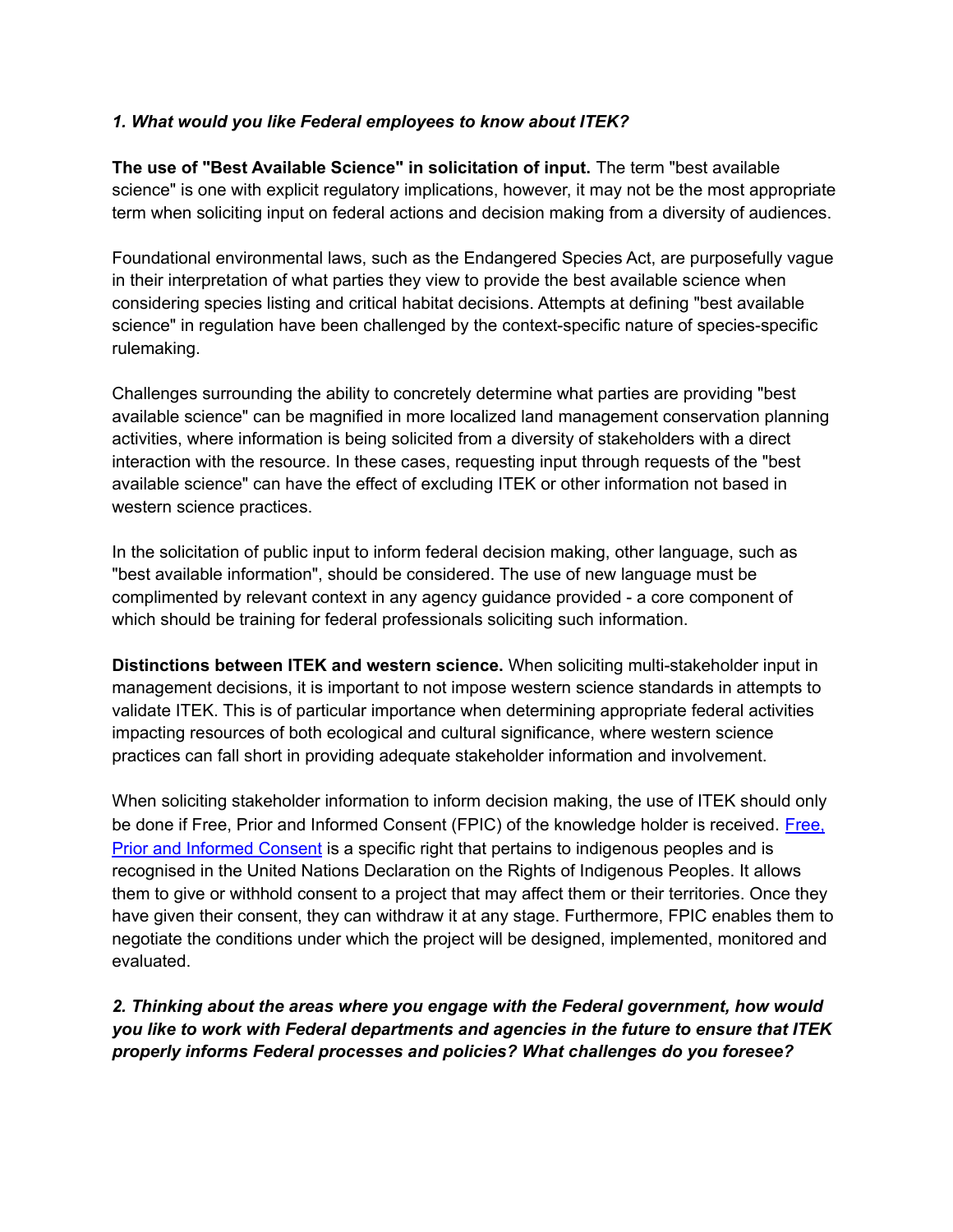*1. What would you like Federal employees to know about ITEK?*

**The use of "Best Available Science" in solicitation of input.** The term "best available science" is one with explicit regulatory implications, however, it may not be the most appropriate term when soliciting input on federal actions and decision making from a diversity of audiences.

Foundational environmental laws, such as the Endangered Species Act, are purposefully vague in their interpretation of what parties they view to provide the best available science when considering species listing and critical habitat decisions. Attempts at defining "best available science" in regulation have been challenged by the context-specific nature of species-specific rulemaking.

Challenges surrounding the ability to concretely determine what parties are providing "best available science" can be magnified in more localized land management conservation planning activities, where information is being solicited from a diversity of stakeholders with a direct interaction with the resource. In these cases, requesting input through requests of the "best available science" can have the effect of excluding ITEK or other information not based in western science practices.

In the solicitation of public input to inform federal decision making, other language, such as "best available information", should be considered. The use of new language must be complimented by relevant context in any agency guidance provided - a core component of which should be training for federal professionals soliciting such information.

**Distinctions between ITEK and western science.** When soliciting multi-stakeholder input in management decisions, it is important to not impose western science standards in attempts to validate ITEK. This is of particular importance when determining appropriate federal activities impacting resources of both ecological and cultural significance, where western science practices can fall short in providing adequate stakeholder information and involvement.

When soliciting stakeholder information to inform decision making, the use of ITEK should only be done if Free, Prior and Informed Consent (FPIC) of the knowledge holder is received. [Free, Prior and Informed Consent] is a specific right that pertains to indigenous peoples and is recognised in the United Nations Declaration on the Rights of Indigenous Peoples. It allows them to give or withhold consent to a project that may affect them or their territories. Once they have given their consent, they can withdraw it at any stage. Furthermore, FPIC enables them to negotiate the conditions under which the project will be designed, implemented, monitored and evaluated.

***2. Thinking about the areas where you engage with the Federal government, how would you like to work with Federal departments and agencies in the future to ensure that ITEK properly informs Federal processes and policies? What challenges do you foresee?***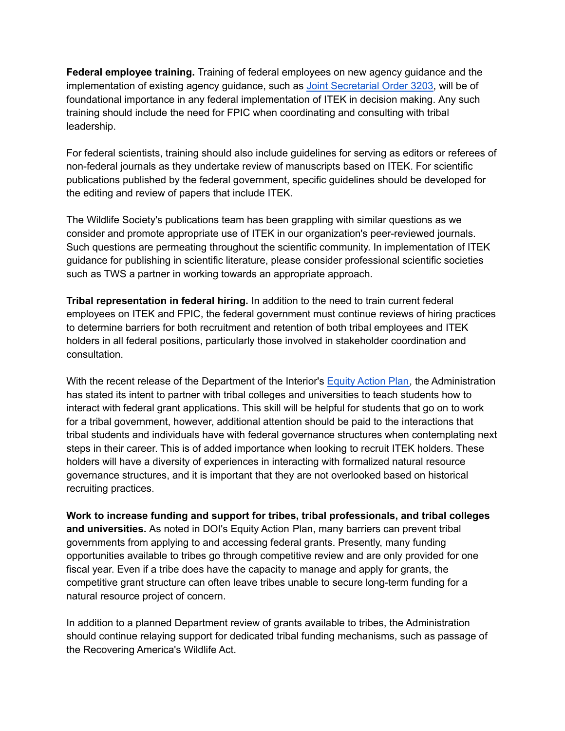**Federal employee training.** Training of federal employees on new agency guidance and the implementation of existing agency guidance, such as [Joint Secretarial Order 3203](), will be of foundational importance in any federal implementation of ITEK in decision making. Any such training should include the need for FPIC when coordinating and consulting with tribal leadership.

For federal scientists, training should also include guidelines for serving as editors or referees of non-federal journals as they undertake review of manuscripts based on ITEK. For scientific publications published by the federal government, specific guidelines should be developed for the editing and review of papers that include ITEK.

The Wildlife Society's publications team has been grappling with similar questions as we consider and promote appropriate use of ITEK in our organization's peer-reviewed journals. Such questions are permeating throughout the scientific community. In implementation of ITEK guidance for publishing in scientific literature, please consider professional scientific societies such as TWS a partner in working towards an appropriate approach.

**Tribal representation in federal hiring.** In addition to the need to train current federal employees on ITEK and FPIC, the federal government must continue reviews of hiring practices to determine barriers for both recruitment and retention of both tribal employees and ITEK holders in all federal positions, particularly those involved in stakeholder coordination and consultation.

With the recent release of the Department of the Interior's [Equity Action Plan](), the Administration has stated its intent to partner with tribal colleges and universities to teach students how to interact with federal grant applications. This skill will be helpful for students that go on to work for a tribal government, however, additional attention should be paid to the interactions that tribal students and individuals have with federal governance structures when contemplating next steps in their career. This is of added importance when looking to recruit ITEK holders. These holders will have a diversity of experiences in interacting with formalized natural resource governance structures, and it is important that they are not overlooked based on historical recruiting practices.

**Work to increase funding and support for tribes, tribal professionals, and tribal colleges and universities.** As noted in DOI's Equity Action Plan, many barriers can prevent tribal governments from applying to and accessing federal grants. Presently, many funding opportunities available to tribes go through competitive review and are only provided for one fiscal year. Even if a tribe does have the capacity to manage and apply for grants, the competitive grant structure can often leave tribes unable to secure long-term funding for a natural resource project of concern.

In addition to a planned Department review of grants available to tribes, the Administration should continue relaying support for dedicated tribal funding mechanisms, such as passage of the Recovering America's Wildlife Act.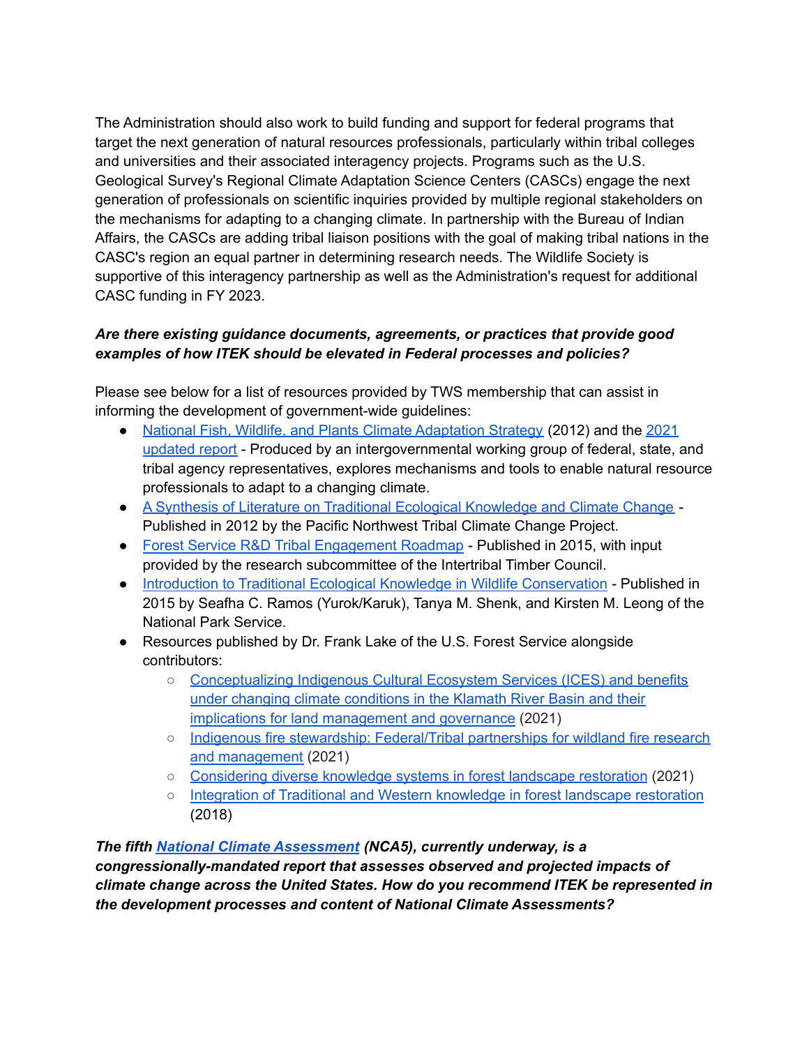The Administration should also work to build funding and support for federal programs that target the next generation of natural resources professionals, particularly within tribal colleges and universities and their associated interagency projects. Programs such as the U.S. Geological Survey's Regional Climate Adaptation Science Centers (CASCs) engage the next generation of professionals on scientific inquiries provided by multiple regional stakeholders on the mechanisms for adapting to a changing climate. In partnership with the Bureau of Indian Affairs, the CASCs are adding tribal liaison positions with the goal of making tribal nations in the CASC's region an equal partner in determining research needs. The Wildlife Society is supportive of this interagency partnership as well as the Administration's request for additional CASC funding in FY 2023.

***Are there existing guidance documents, agreements, or practices that provide good examples of how ITEK should be elevated in Federal processes and policies?***

Please see below for a list of resources provided by TWS membership that can assist in informing the development of government-wide guidelines:

- National Fish, Wildlife, and Plants Climate Adaptation Strategy (2012) and the 2021 updated report - Produced by an intergovernmental working group of federal, state, and tribal agency representatives, explores mechanisms and tools to enable natural resource professionals to adapt to a changing climate.
- A Synthesis of Literature on Traditional Ecological Knowledge and Climate Change - Published in 2012 by the Pacific Northwest Tribal Climate Change Project.
- Forest Service R&D Tribal Engagement Roadmap - Published in 2015, with input provided by the research subcommittee of the Intertribal Timber Council.
- Introduction to Traditional Ecological Knowledge in Wildlife Conservation - Published in 2015 by Seafha C. Ramos (Yurok/Karuk), Tanya M. Shenk, and Kirsten M. Leong of the National Park Service.
- Resources published by Dr. Frank Lake of the U.S. Forest Service alongside contributors:
  - Conceptualizing Indigenous Cultural Ecosystem Services (ICES) and benefits under changing climate conditions in the Klamath River Basin and their implications for land management and governance (2021)
  - Indigenous fire stewardship: Federal/Tribal partnerships for wildland fire research and management (2021)
  - Considering diverse knowledge systems in forest landscape restoration (2021)
  - Integration of Traditional and Western knowledge in forest landscape restoration (2018)

***The fifth National Climate Assessment (NCA5), currently underway, is a congressionally-mandated report that assesses observed and projected impacts of climate change across the United States. How do you recommend ITEK be represented in the development processes and content of National Climate Assessments?***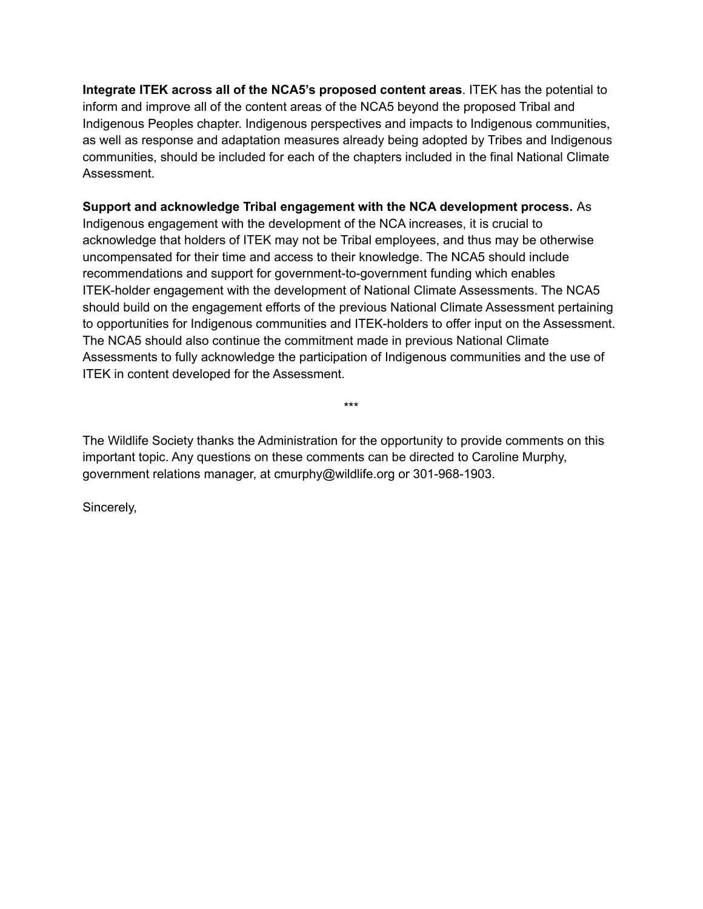**Integrate ITEK across all of the NCA5's proposed content areas**. ITEK has the potential to inform and improve all of the content areas of the NCA5 beyond the proposed Tribal and Indigenous Peoples chapter. Indigenous perspectives and impacts to Indigenous communities, as well as response and adaptation measures already being adopted by Tribes and Indigenous communities, should be included for each of the chapters included in the final National Climate Assessment.

**Support and acknowledge Tribal engagement with the NCA development process.** As Indigenous engagement with the development of the NCA increases, it is crucial to acknowledge that holders of ITEK may not be Tribal employees, and thus may be otherwise uncompensated for their time and access to their knowledge. The NCA5 should include recommendations and support for government-to-government funding which enables ITEK-holder engagement with the development of National Climate Assessments. The NCA5 should build on the engagement efforts of the previous National Climate Assessment pertaining to opportunities for Indigenous communities and ITEK-holders to offer input on the Assessment. The NCA5 should also continue the commitment made in previous National Climate Assessments to fully acknowledge the participation of Indigenous communities and the use of ITEK in content developed for the Assessment.

***

The Wildlife Society thanks the Administration for the opportunity to provide comments on this important topic. Any questions on these comments can be directed to Caroline Murphy, government relations manager, at cmurphy@wildlife.org or 301-968-1903.

Sincerely,